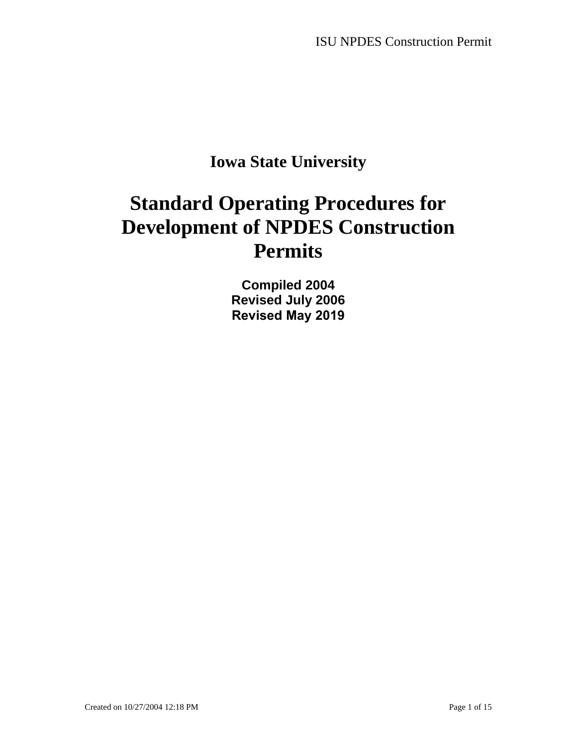# Iowa State University

# Standard Operating Procedures for Development of NPDES Construction Permits

**Compiled 2004**
**Revised July 2006**
**Revised May 2019**

Created on 10/27/2004 12:18 PM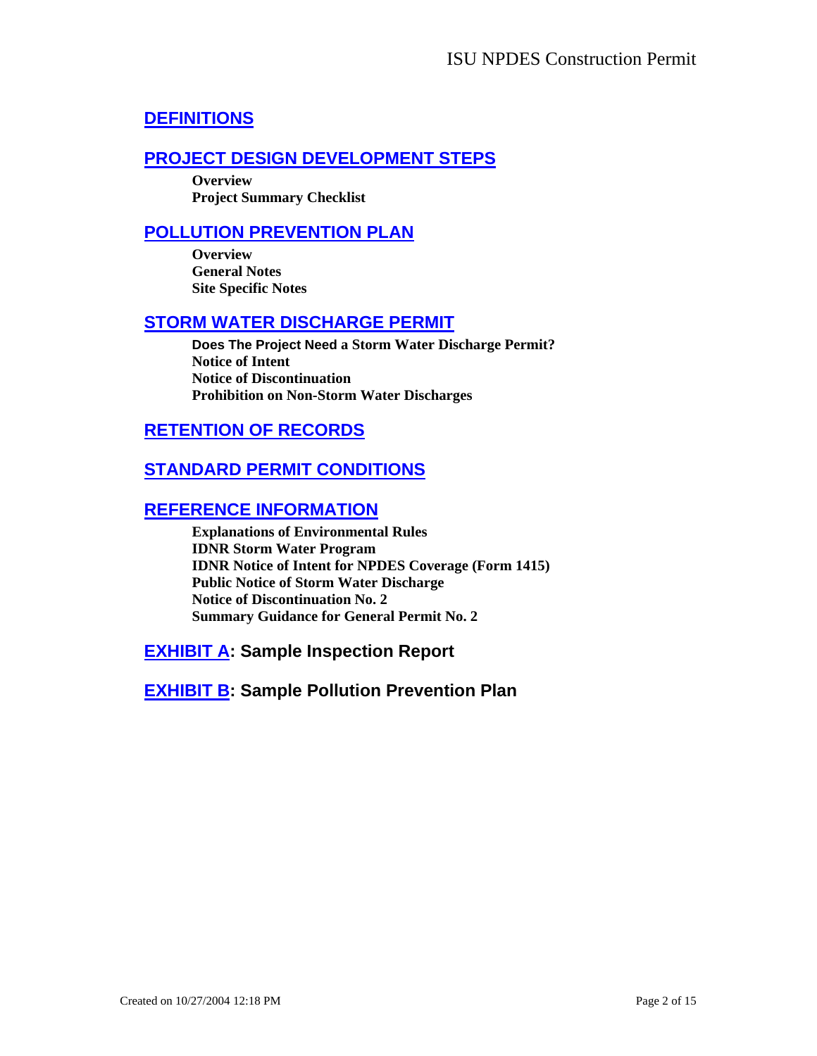## DEFINITIONS

## PROJECT DESIGN DEVELOPMENT STEPS

**Overview**
**Project Summary Checklist**

## POLLUTION PREVENTION PLAN

**Overview**
**General Notes**
**Site Specific Notes**

## STORM WATER DISCHARGE PERMIT

**Does The Project Need a Storm Water Discharge Permit?**
**Notice of Intent**
**Notice of Discontinuation**
**Prohibition on Non-Storm Water Discharges**

## RETENTION OF RECORDS

## STANDARD PERMIT CONDITIONS

## REFERENCE INFORMATION

**Explanations of Environmental Rules**
**IDNR Storm Water Program**
**IDNR Notice of Intent for NPDES Coverage (Form 1415)**
**Public Notice of Storm Water Discharge**
**Notice of Discontinuation No. 2**
**Summary Guidance for General Permit No. 2**

## EXHIBIT A: Sample Inspection Report

## EXHIBIT B: Sample Pollution Prevention Plan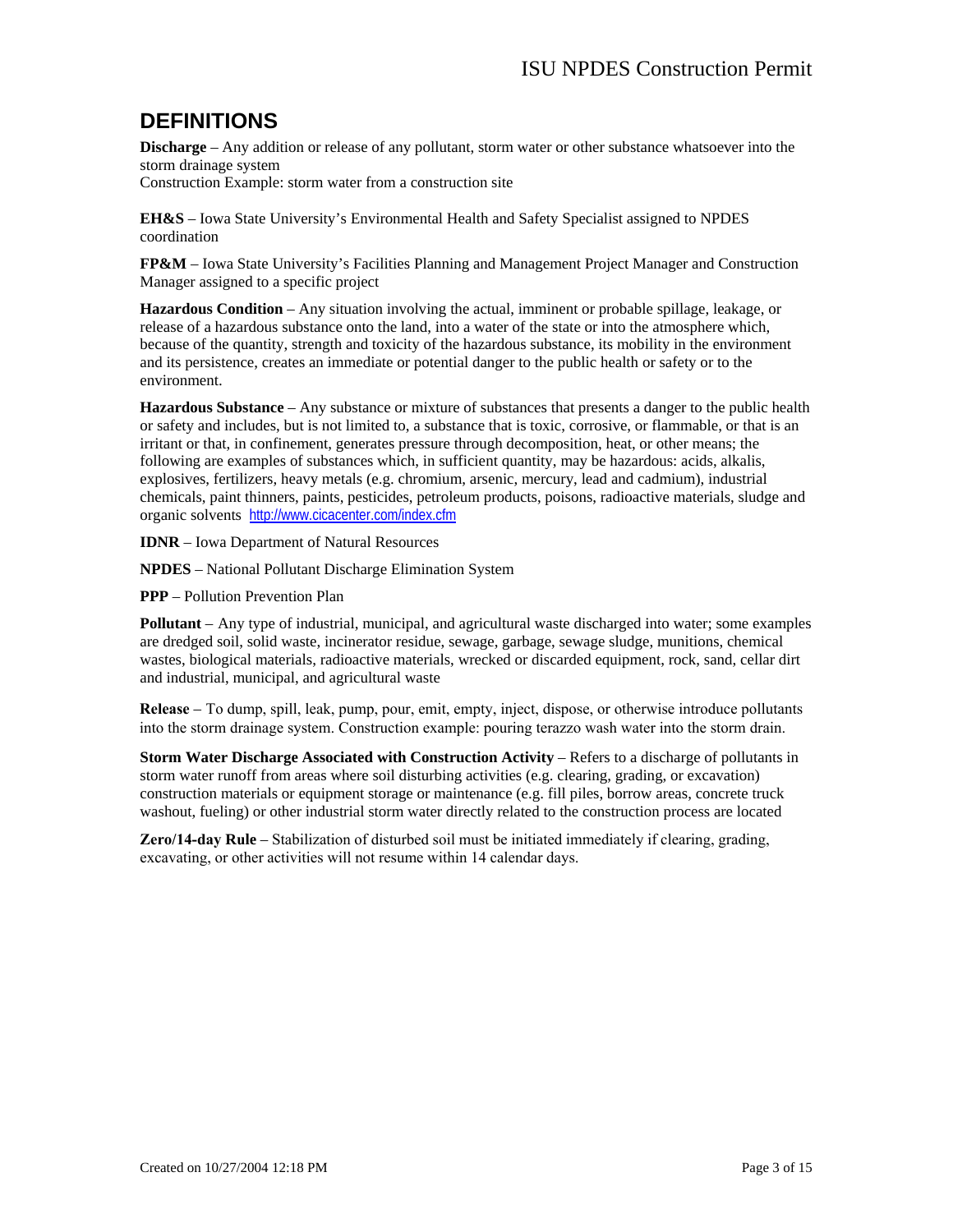## DEFINITIONS

**Discharge** – Any addition or release of any pollutant, storm water or other substance whatsoever into the storm drainage system
Construction Example: storm water from a construction site

**EH&S** – Iowa State University's Environmental Health and Safety Specialist assigned to NPDES coordination

**FP&M** – Iowa State University's Facilities Planning and Management Project Manager and Construction Manager assigned to a specific project

**Hazardous Condition** – Any situation involving the actual, imminent or probable spillage, leakage, or release of a hazardous substance onto the land, into a water of the state or into the atmosphere which, because of the quantity, strength and toxicity of the hazardous substance, its mobility in the environment and its persistence, creates an immediate or potential danger to the public health or safety or to the environment.

**Hazardous Substance** – Any substance or mixture of substances that presents a danger to the public health or safety and includes, but is not limited to, a substance that is toxic, corrosive, or flammable, or that is an irritant or that, in confinement, generates pressure through decomposition, heat, or other means; the following are examples of substances which, in sufficient quantity, may be hazardous: acids, alkalis, explosives, fertilizers, heavy metals (e.g. chromium, arsenic, mercury, lead and cadmium), industrial chemicals, paint thinners, paints, pesticides, petroleum products, poisons, radioactive materials, sludge and organic solvents http://www.cicacenter.com/index.cfm

**IDNR** – Iowa Department of Natural Resources

**NPDES** – National Pollutant Discharge Elimination System

**PPP** – Pollution Prevention Plan

**Pollutant** – Any type of industrial, municipal, and agricultural waste discharged into water; some examples are dredged soil, solid waste, incinerator residue, sewage, garbage, sewage sludge, munitions, chemical wastes, biological materials, radioactive materials, wrecked or discarded equipment, rock, sand, cellar dirt and industrial, municipal, and agricultural waste

**Release** – To dump, spill, leak, pump, pour, emit, empty, inject, dispose, or otherwise introduce pollutants into the storm drainage system. Construction example: pouring terazzo wash water into the storm drain.

**Storm Water Discharge Associated with Construction Activity** – Refers to a discharge of pollutants in storm water runoff from areas where soil disturbing activities (e.g. clearing, grading, or excavation) construction materials or equipment storage or maintenance (e.g. fill piles, borrow areas, concrete truck washout, fueling) or other industrial storm water directly related to the construction process are located

**Zero/14-day Rule** – Stabilization of disturbed soil must be initiated immediately if clearing, grading, excavating, or other activities will not resume within 14 calendar days.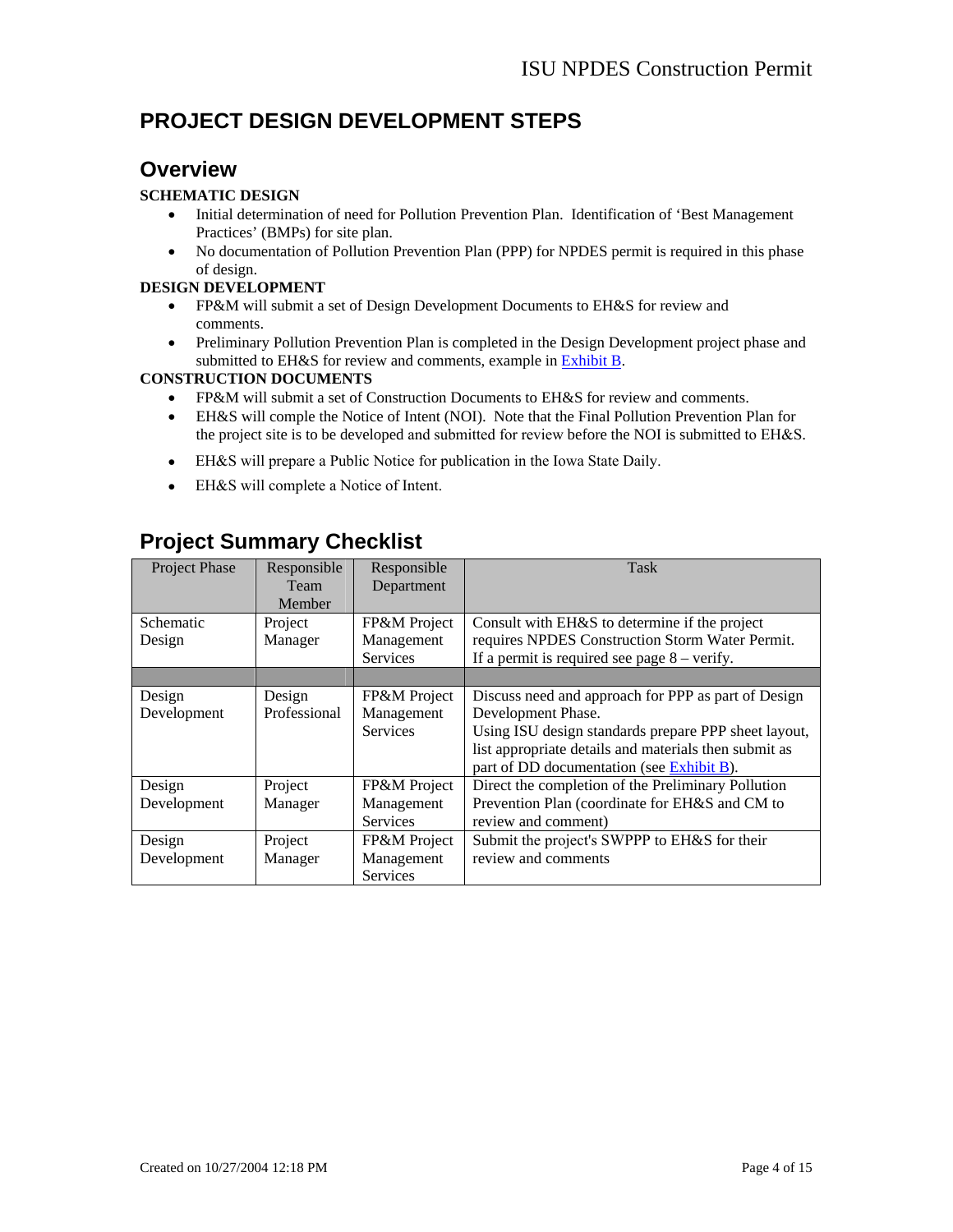# PROJECT DESIGN DEVELOPMENT STEPS

## Overview

**SCHEMATIC DESIGN**

- Initial determination of need for Pollution Prevention Plan. Identification of 'Best Management Practices' (BMPs) for site plan.
- No documentation of Pollution Prevention Plan (PPP) for NPDES permit is required in this phase of design.

**DESIGN DEVELOPMENT**

- FP&M will submit a set of Design Development Documents to EH&S for review and comments.
- Preliminary Pollution Prevention Plan is completed in the Design Development project phase and submitted to EH&S for review and comments, example in Exhibit B.

**CONSTRUCTION DOCUMENTS**

- FP&M will submit a set of Construction Documents to EH&S for review and comments.
- EH&S will comple the Notice of Intent (NOI). Note that the Final Pollution Prevention Plan for the project site is to be developed and submitted for review before the NOI is submitted to EH&S.
- EH&S will prepare a Public Notice for publication in the Iowa State Daily.
- EH&S will complete a Notice of Intent.

## Project Summary Checklist

| Project Phase | Responsible Team Member | Responsible Department | Task |
|---|---|---|---|
| Schematic Design | Project Manager | FP&M Project Management Services | Consult with EH&S to determine if the project requires NPDES Construction Storm Water Permit. If a permit is required see page 8 – verify. |
| | | | |
| Design Development | Design Professional | FP&M Project Management Services | Discuss need and approach for PPP as part of Design Development Phase. Using ISU design standards prepare PPP sheet layout, list appropriate details and materials then submit as part of DD documentation (see Exhibit B). |
| Design Development | Project Manager | FP&M Project Management Services | Direct the completion of the Preliminary Pollution Prevention Plan (coordinate for EH&S and CM to review and comment) |
| Design Development | Project Manager | FP&M Project Management Services | Submit the project's SWPPP to EH&S for their review and comments |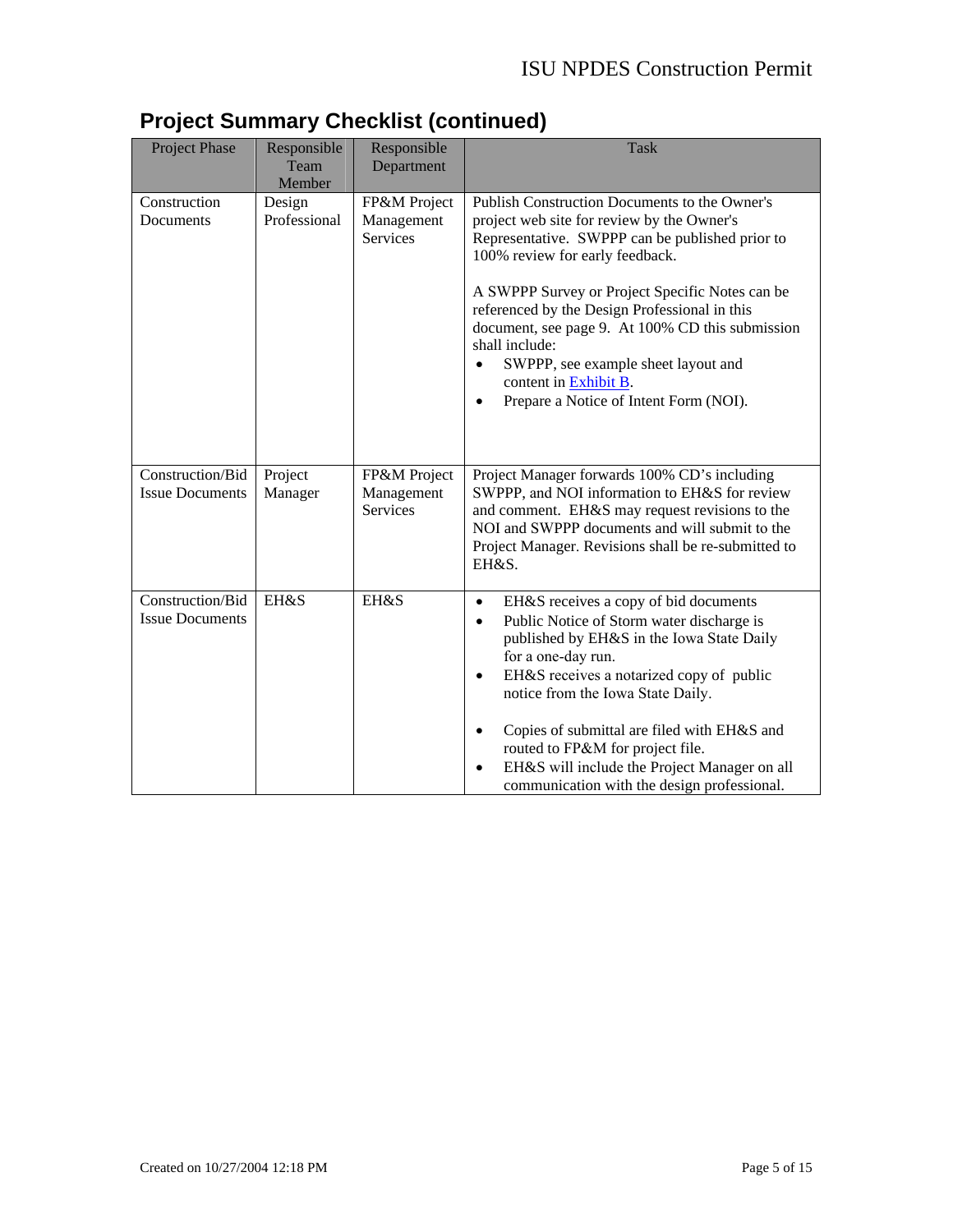## Project Summary Checklist (continued)

| Project Phase | Responsible Team Member | Responsible Department | Task |
|---|---|---|---|
| Construction Documents | Design Professional | FP&M Project Management Services | Publish Construction Documents to the Owner's project web site for review by the Owner's Representative. SWPPP can be published prior to 100% review for early feedback.<br><br>A SWPPP Survey or Project Specific Notes can be referenced by the Design Professional in this document, see page 9. At 100% CD this submission shall include:<br>• SWPPP, see example sheet layout and content in Exhibit B.<br>• Prepare a Notice of Intent Form (NOI). |
| Construction/Bid Issue Documents | Project Manager | FP&M Project Management Services | Project Manager forwards 100% CD's including SWPPP, and NOI information to EH&S for review and comment. EH&S may request revisions to the NOI and SWPPP documents and will submit to the Project Manager. Revisions shall be re-submitted to EH&S. |
| Construction/Bid Issue Documents | EH&S | EH&S | • EH&S receives a copy of bid documents<br>• Public Notice of Storm water discharge is published by EH&S in the Iowa State Daily for a one-day run.<br>• EH&S receives a notarized copy of public notice from the Iowa State Daily.<br><br>• Copies of submittal are filed with EH&S and routed to FP&M for project file.<br>• EH&S will include the Project Manager on all communication with the design professional. |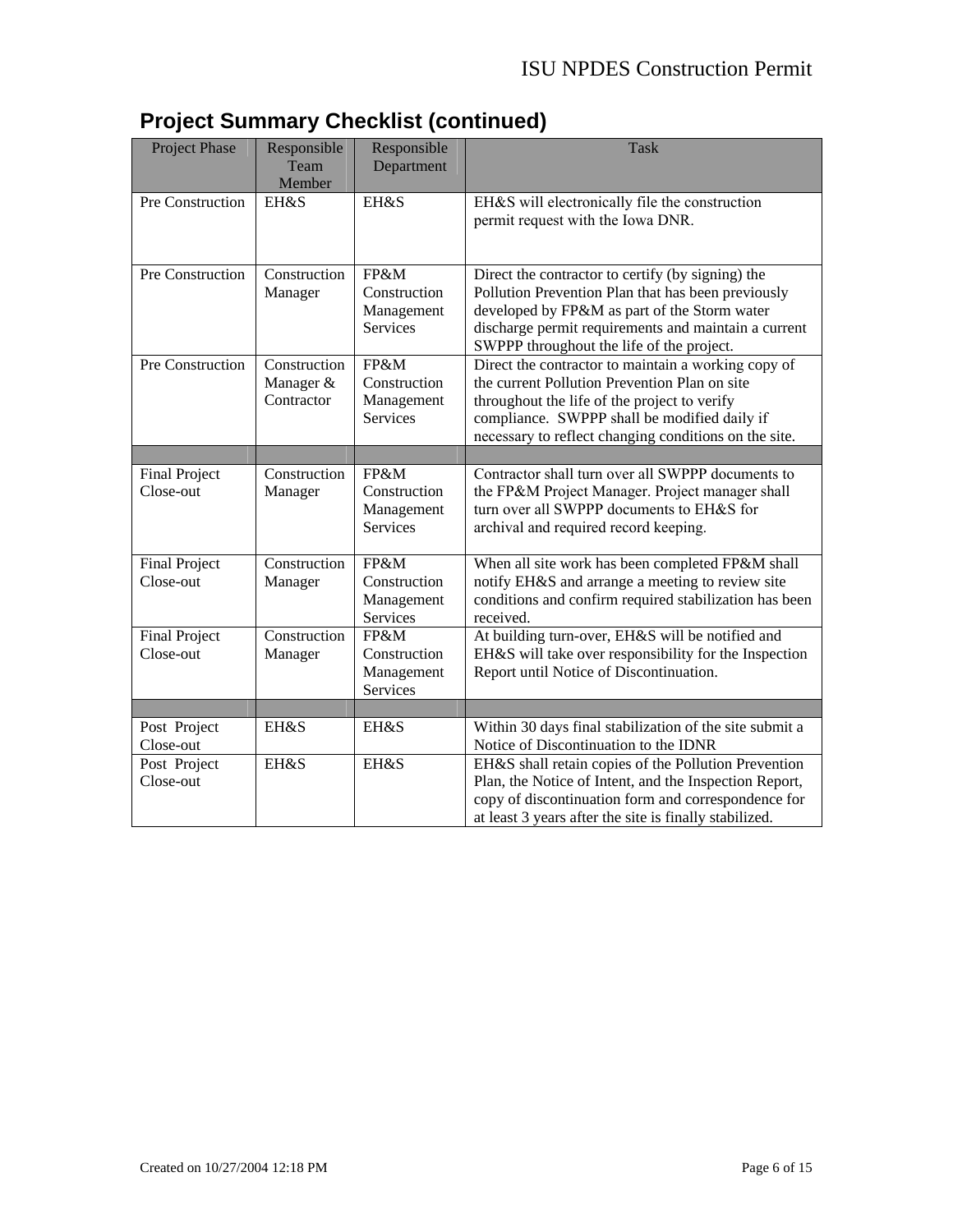## Project Summary Checklist (continued)

| Project Phase | Responsible Team Member | Responsible Department | Task |
|---|---|---|---|
| Pre Construction | EH&S | EH&S | EH&S will electronically file the construction permit request with the Iowa DNR. |
| Pre Construction | Construction Manager | FP&M Construction Management Services | Direct the contractor to certify (by signing) the Pollution Prevention Plan that has been previously developed by FP&M as part of the Storm water discharge permit requirements and maintain a current SWPPP throughout the life of the project. |
| Pre Construction | Construction Manager & Contractor | FP&M Construction Management Services | Direct the contractor to maintain a working copy of the current Pollution Prevention Plan on site throughout the life of the project to verify compliance. SWPPP shall be modified daily if necessary to reflect changing conditions on the site. |
| | | | |
| Final Project Close-out | Construction Manager | FP&M Construction Management Services | Contractor shall turn over all SWPPP documents to the FP&M Project Manager. Project manager shall turn over all SWPPP documents to EH&S for archival and required record keeping. |
| Final Project Close-out | Construction Manager | FP&M Construction Management Services | When all site work has been completed FP&M shall notify EH&S and arrange a meeting to review site conditions and confirm required stabilization has been received. |
| Final Project Close-out | Construction Manager | FP&M Construction Management Services | At building turn-over, EH&S will be notified and EH&S will take over responsibility for the Inspection Report until Notice of Discontinuation. |
| | | | |
| Post Project Close-out | EH&S | EH&S | Within 30 days final stabilization of the site submit a Notice of Discontinuation to the IDNR |
| Post Project Close-out | EH&S | EH&S | EH&S shall retain copies of the Pollution Prevention Plan, the Notice of Intent, and the Inspection Report, copy of discontinuation form and correspondence for at least 3 years after the site is finally stabilized. |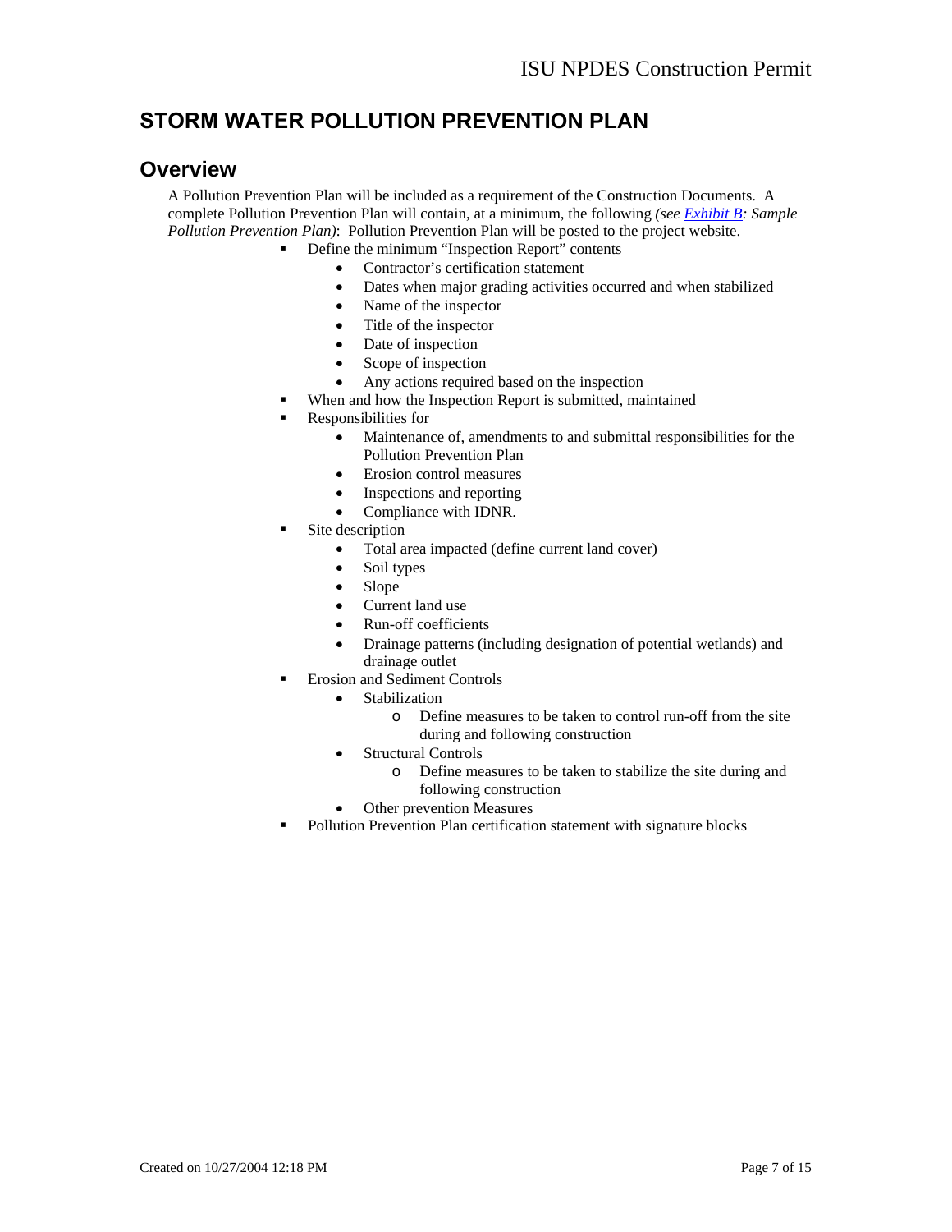# STORM WATER POLLUTION PREVENTION PLAN

## Overview

A Pollution Prevention Plan will be included as a requirement of the Construction Documents. A complete Pollution Prevention Plan will contain, at a minimum, the following *(see Exhibit B: Sample Pollution Prevention Plan)*: Pollution Prevention Plan will be posted to the project website.

- Define the minimum "Inspection Report" contents
  - Contractor's certification statement
  - Dates when major grading activities occurred and when stabilized
  - Name of the inspector
  - Title of the inspector
  - Date of inspection
  - Scope of inspection
  - Any actions required based on the inspection
- When and how the Inspection Report is submitted, maintained
- Responsibilities for
  - Maintenance of, amendments to and submittal responsibilities for the Pollution Prevention Plan
  - Erosion control measures
  - Inspections and reporting
  - Compliance with IDNR.
- Site description
  - Total area impacted (define current land cover)
  - Soil types
  - Slope
  - Current land use
  - Run-off coefficients
  - Drainage patterns (including designation of potential wetlands) and drainage outlet
- Erosion and Sediment Controls
  - Stabilization
    - Define measures to be taken to control run-off from the site during and following construction
  - Structural Controls
    - Define measures to be taken to stabilize the site during and following construction
  - Other prevention Measures
- Pollution Prevention Plan certification statement with signature blocks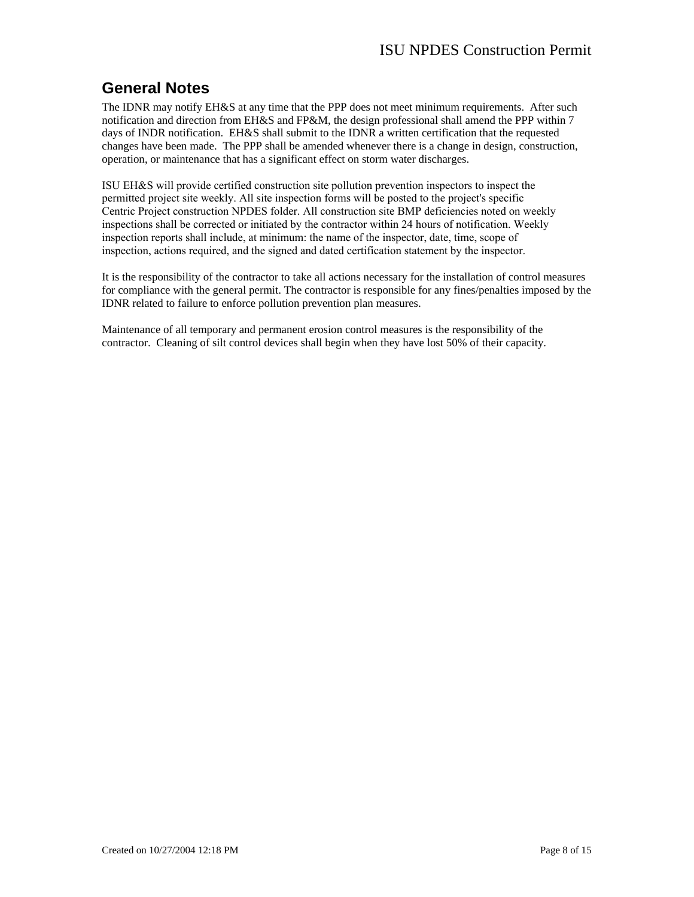## General Notes

The IDNR may notify EH&S at any time that the PPP does not meet minimum requirements. After such notification and direction from EH&S and FP&M, the design professional shall amend the PPP within 7 days of INDR notification. EH&S shall submit to the IDNR a written certification that the requested changes have been made. The PPP shall be amended whenever there is a change in design, construction, operation, or maintenance that has a significant effect on storm water discharges.

ISU EH&S will provide certified construction site pollution prevention inspectors to inspect the permitted project site weekly. All site inspection forms will be posted to the project's specific Centric Project construction NPDES folder. All construction site BMP deficiencies noted on weekly inspections shall be corrected or initiated by the contractor within 24 hours of notification. Weekly inspection reports shall include, at minimum: the name of the inspector, date, time, scope of inspection, actions required, and the signed and dated certification statement by the inspector.

It is the responsibility of the contractor to take all actions necessary for the installation of control measures for compliance with the general permit. The contractor is responsible for any fines/penalties imposed by the IDNR related to failure to enforce pollution prevention plan measures.

Maintenance of all temporary and permanent erosion control measures is the responsibility of the contractor. Cleaning of silt control devices shall begin when they have lost 50% of their capacity.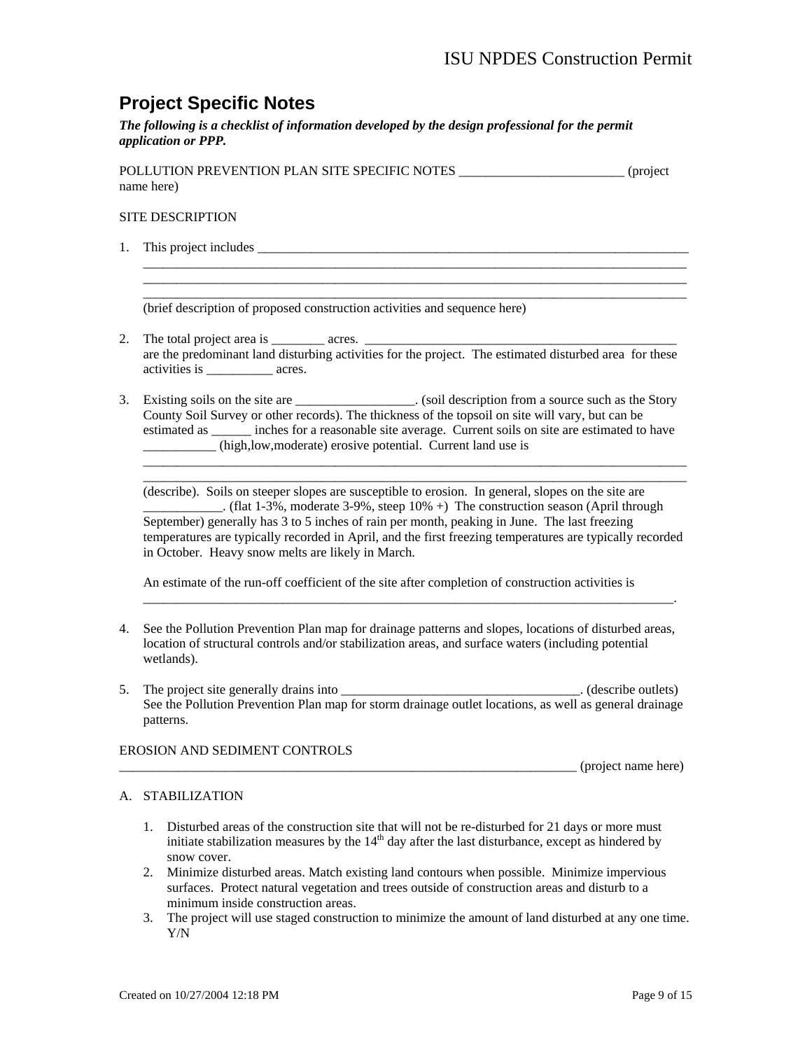## Project Specific Notes

***The following is a checklist of information developed by the design professional for the permit application or PPP.***

POLLUTION PREVENTION PLAN SITE SPECIFIC NOTES _________________________ (project name here)

SITE DESCRIPTION

1. This project includes ______________________________________________________________________
   ____________________________________________________________________________________
   ____________________________________________________________________________________
   ____________________________________________________________________________________
   (brief description of proposed construction activities and sequence here)

2. The total project area is ________ acres. ______________________________________________ are the predominant land disturbing activities for the project. The estimated disturbed area for these activities is __________ acres.

3. Existing soils on the site are __________________. (soil description from a source such as the Story County Soil Survey or other records). The thickness of the topsoil on site will vary, but can be estimated as ______ inches for a reasonable site average. Current soils on site are estimated to have ___________ (high,low,moderate) erosive potential. Current land use is
   ____________________________________________________________________________________
   ____________________________________________________________________________________
   (describe). Soils on steeper slopes are susceptible to erosion. In general, slopes on the site are ____________. (flat 1-3%, moderate 3-9%, steep 10% +) The construction season (April through September) generally has 3 to 5 inches of rain per month, peaking in June. The last freezing temperatures are typically recorded in April, and the first freezing temperatures are typically recorded in October. Heavy snow melts are likely in March.

   An estimate of the run-off coefficient of the site after completion of construction activities is
   ___________________________________________________________________________________.

4. See the Pollution Prevention Plan map for drainage patterns and slopes, locations of disturbed areas, location of structural controls and/or stabilization areas, and surface waters (including potential wetlands).

5. The project site generally drains into ____________________________________. (describe outlets) See the Pollution Prevention Plan map for storm drainage outlet locations, as well as general drainage patterns.

EROSION AND SEDIMENT CONTROLS
___________________________________________________________________________ (project name here)

A. STABILIZATION

   1. Disturbed areas of the construction site that will not be re-disturbed for 21 days or more must initiate stabilization measures by the 14th day after the last disturbance, except as hindered by snow cover.
   2. Minimize disturbed areas. Match existing land contours when possible. Minimize impervious surfaces. Protect natural vegetation and trees outside of construction areas and disturb to a minimum inside construction areas.
   3. The project will use staged construction to minimize the amount of land disturbed at any one time. Y/N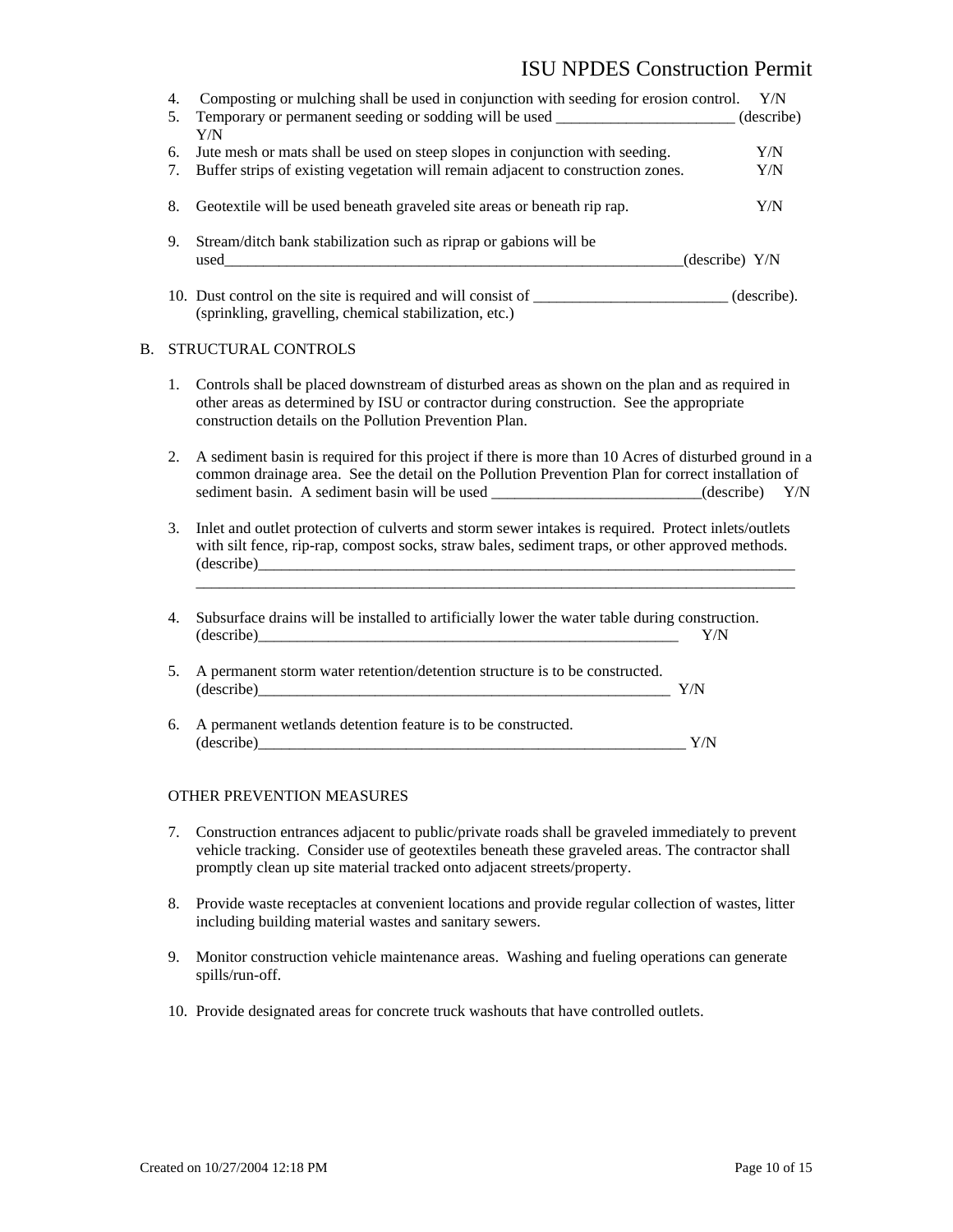4. Composting or mulching shall be used in conjunction with seeding for erosion control. Y/N
5. Temporary or permanent seeding or sodding will be used _______________________ (describe) Y/N
6. Jute mesh or mats shall be used on steep slopes in conjunction with seeding. Y/N
7. Buffer strips of existing vegetation will remain adjacent to construction zones. Y/N
8. Geotextile will be used beneath graveled site areas or beneath rip rap. Y/N
9. Stream/ditch bank stabilization such as riprap or gabions will be used_______________________________________________________________(describe) Y/N
10. Dust control on the site is required and will consist of _________________________ (describe). (sprinkling, gravelling, chemical stabilization, etc.)

B. STRUCTURAL CONTROLS

1. Controls shall be placed downstream of disturbed areas as shown on the plan and as required in other areas as determined by ISU or contractor during construction. See the appropriate construction details on the Pollution Prevention Plan.
2. A sediment basin is required for this project if there is more than 10 Acres of disturbed ground in a common drainage area. See the detail on the Pollution Prevention Plan for correct installation of sediment basin. A sediment basin will be used ___________________________(describe) Y/N
3. Inlet and outlet protection of culverts and storm sewer intakes is required. Protect inlets/outlets with silt fence, rip-rap, compost socks, straw bales, sediment traps, or other approved methods. (describe)__________________________________________________________________________
   ________________________________________________________________________________
4. Subsurface drains will be installed to artificially lower the water table during construction. (describe)_________________________________________________________ Y/N
5. A permanent storm water retention/detention structure is to be constructed. (describe)________________________________________________________ Y/N
6. A permanent wetlands detention feature is to be constructed. (describe)____________________________________________________________ Y/N

OTHER PREVENTION MEASURES

7. Construction entrances adjacent to public/private roads shall be graveled immediately to prevent vehicle tracking. Consider use of geotextiles beneath these graveled areas. The contractor shall promptly clean up site material tracked onto adjacent streets/property.
8. Provide waste receptacles at convenient locations and provide regular collection of wastes, litter including building material wastes and sanitary sewers.
9. Monitor construction vehicle maintenance areas. Washing and fueling operations can generate spills/run-off.
10. Provide designated areas for concrete truck washouts that have controlled outlets.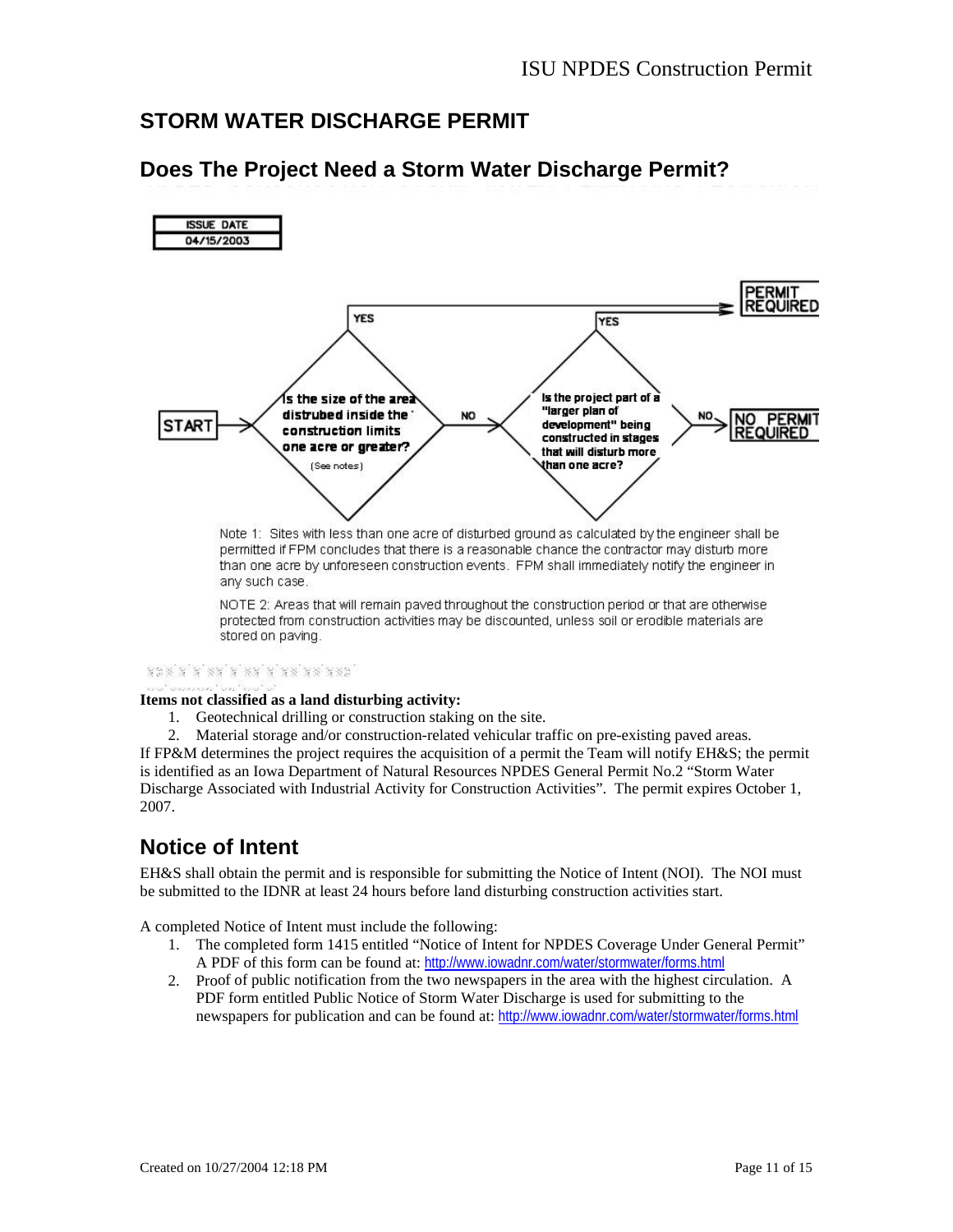## STORM WATER DISCHARGE PERMIT

## Does The Project Need a Storm Water Discharge Permit?

| ISSUE DATE |
|---|
| 04/15/2003 |

START → Is the size of the area distrubed inside the construction limits one acre or greater? (See notes)
- YES → PERMIT REQUIRED
- NO → Is the project part of a "larger plan of development" being constructed in stages that will disturb more than one acre?
  - YES → PERMIT REQUIRED
  - NO → NO PERMIT REQUIRED

Note 1: Sites with less than one acre of disturbed ground as calculated by the engineer shall be permitted if FPM concludes that there is a reasonable chance the contractor may disturb more than one acre by unforeseen construction events. FPM shall immediately notify the engineer in any such case.

NOTE 2: Areas that will remain paved throughout the construction period or that are otherwise protected from construction activities may be discounted, unless soil or erodible materials are stored on paving.

**Items not classified as a land disturbing activity:**

1. Geotechnical drilling or construction staking on the site.
2. Material storage and/or construction-related vehicular traffic on pre-existing paved areas.

If FP&M determines the project requires the acquisition of a permit the Team will notify EH&S; the permit is identified as an Iowa Department of Natural Resources NPDES General Permit No.2 "Storm Water Discharge Associated with Industrial Activity for Construction Activities". The permit expires October 1, 2007.

## Notice of Intent

EH&S shall obtain the permit and is responsible for submitting the Notice of Intent (NOI). The NOI must be submitted to the IDNR at least 24 hours before land disturbing construction activities start.

A completed Notice of Intent must include the following:

1. The completed form 1415 entitled "Notice of Intent for NPDES Coverage Under General Permit" A PDF of this form can be found at: http://www.iowadnr.com/water/stormwater/forms.html
2. Proof of public notification from the two newspapers in the area with the highest circulation. A PDF form entitled Public Notice of Storm Water Discharge is used for submitting to the newspapers for publication and can be found at: http://www.iowadnr.com/water/stormwater/forms.html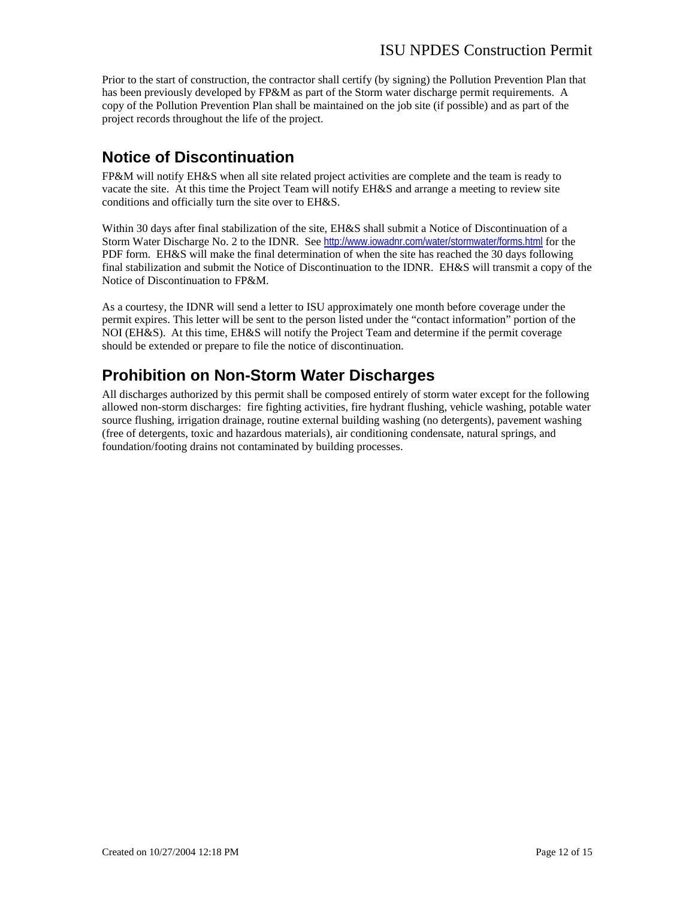Prior to the start of construction, the contractor shall certify (by signing) the Pollution Prevention Plan that has been previously developed by FP&M as part of the Storm water discharge permit requirements. A copy of the Pollution Prevention Plan shall be maintained on the job site (if possible) and as part of the project records throughout the life of the project.

## Notice of Discontinuation

FP&M will notify EH&S when all site related project activities are complete and the team is ready to vacate the site. At this time the Project Team will notify EH&S and arrange a meeting to review site conditions and officially turn the site over to EH&S.

Within 30 days after final stabilization of the site, EH&S shall submit a Notice of Discontinuation of a Storm Water Discharge No. 2 to the IDNR. See http://www.iowadnr.com/water/stormwater/forms.html for the PDF form. EH&S will make the final determination of when the site has reached the 30 days following final stabilization and submit the Notice of Discontinuation to the IDNR. EH&S will transmit a copy of the Notice of Discontinuation to FP&M.

As a courtesy, the IDNR will send a letter to ISU approximately one month before coverage under the permit expires. This letter will be sent to the person listed under the "contact information" portion of the NOI (EH&S). At this time, EH&S will notify the Project Team and determine if the permit coverage should be extended or prepare to file the notice of discontinuation.

## Prohibition on Non-Storm Water Discharges

All discharges authorized by this permit shall be composed entirely of storm water except for the following allowed non-storm discharges: fire fighting activities, fire hydrant flushing, vehicle washing, potable water source flushing, irrigation drainage, routine external building washing (no detergents), pavement washing (free of detergents, toxic and hazardous materials), air conditioning condensate, natural springs, and foundation/footing drains not contaminated by building processes.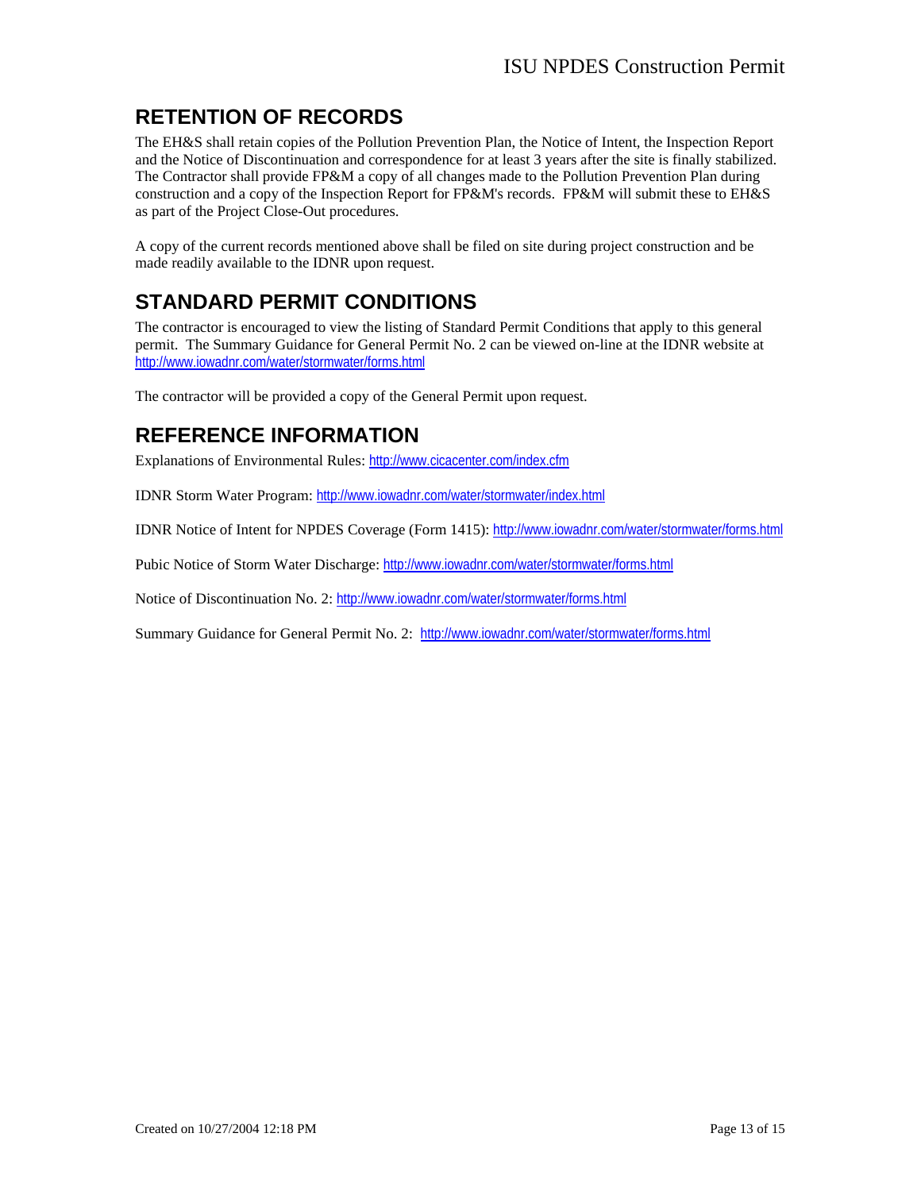## RETENTION OF RECORDS

The EH&S shall retain copies of the Pollution Prevention Plan, the Notice of Intent, the Inspection Report and the Notice of Discontinuation and correspondence for at least 3 years after the site is finally stabilized. The Contractor shall provide FP&M a copy of all changes made to the Pollution Prevention Plan during construction and a copy of the Inspection Report for FP&M's records. FP&M will submit these to EH&S as part of the Project Close-Out procedures.

A copy of the current records mentioned above shall be filed on site during project construction and be made readily available to the IDNR upon request.

## STANDARD PERMIT CONDITIONS

The contractor is encouraged to view the listing of Standard Permit Conditions that apply to this general permit. The Summary Guidance for General Permit No. 2 can be viewed on-line at the IDNR website at http://www.iowadnr.com/water/stormwater/forms.html

The contractor will be provided a copy of the General Permit upon request.

## REFERENCE INFORMATION

Explanations of Environmental Rules: http://www.cicacenter.com/index.cfm

IDNR Storm Water Program: http://www.iowadnr.com/water/stormwater/index.html

IDNR Notice of Intent for NPDES Coverage (Form 1415): http://www.iowadnr.com/water/stormwater/forms.html

Pubic Notice of Storm Water Discharge: http://www.iowadnr.com/water/stormwater/forms.html

Notice of Discontinuation No. 2: http://www.iowadnr.com/water/stormwater/forms.html

Summary Guidance for General Permit No. 2: http://www.iowadnr.com/water/stormwater/forms.html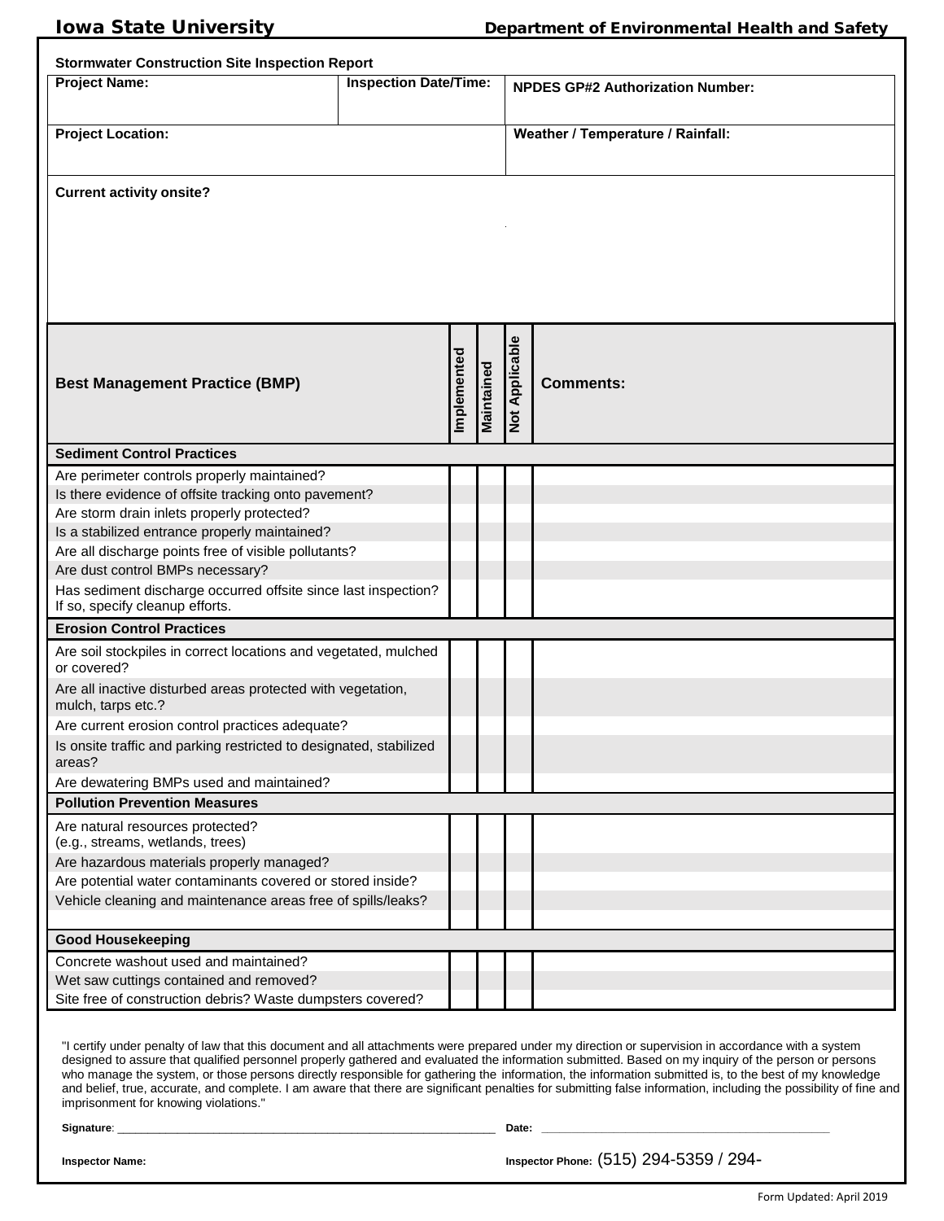**Iowa State University** **Department of Environmental Health and Safety**

## Stormwater Construction Site Inspection Report

| Project Name: | Inspection Date/Time: | NPDES GP#2 Authorization Number: |
|---|---|---|
| Project Location: | | Weather / Temperature / Rainfall: |
| Current activity onsite? | | |

| Best Management Practice (BMP) | Implemented | Maintained | Not Applicable | Comments: |
|---|---|---|---|---|
| **Sediment Control Practices** | | | | |
| Are perimeter controls properly maintained? | | | | |
| Is there evidence of offsite tracking onto pavement? | | | | |
| Are storm drain inlets properly protected? | | | | |
| Is a stabilized entrance properly maintained? | | | | |
| Are all discharge points free of visible pollutants? | | | | |
| Are dust control BMPs necessary? | | | | |
| Has sediment discharge occurred offsite since last inspection? If so, specify cleanup efforts. | | | | |
| **Erosion Control Practices** | | | | |
| Are soil stockpiles in correct locations and vegetated, mulched or covered? | | | | |
| Are all inactive disturbed areas protected with vegetation, mulch, tarps etc.? | | | | |
| Are current erosion control practices adequate? | | | | |
| Is onsite traffic and parking restricted to designated, stabilized areas? | | | | |
| Are dewatering BMPs used and maintained? | | | | |
| **Pollution Prevention Measures** | | | | |
| Are natural resources protected? (e.g., streams, wetlands, trees) | | | | |
| Are hazardous materials properly managed? | | | | |
| Are potential water contaminants covered or stored inside? | | | | |
| Vehicle cleaning and maintenance areas free of spills/leaks? | | | | |
| | | | | |
| **Good Housekeeping** | | | | |
| Concrete washout used and maintained? | | | | |
| Wet saw cuttings contained and removed? | | | | |
| Site free of construction debris? Waste dumpsters covered? | | | | |

"I certify under penalty of law that this document and all attachments were prepared under my direction or supervision in accordance with a system designed to assure that qualified personnel properly gathered and evaluated the information submitted. Based on my inquiry of the person or persons who manage the system, or those persons directly responsible for gathering the information, the information submitted is, to the best of my knowledge and belief, true, accurate, and complete. I am aware that there are significant penalties for submitting false information, including the possibility of fine and imprisonment for knowing violations."

**Signature**: ____________________________________________ **Date:** ____________________________________

**Inspector Name:** **Inspector Phone:** (515) 294-5359 / 294-

Form Updated: April 2019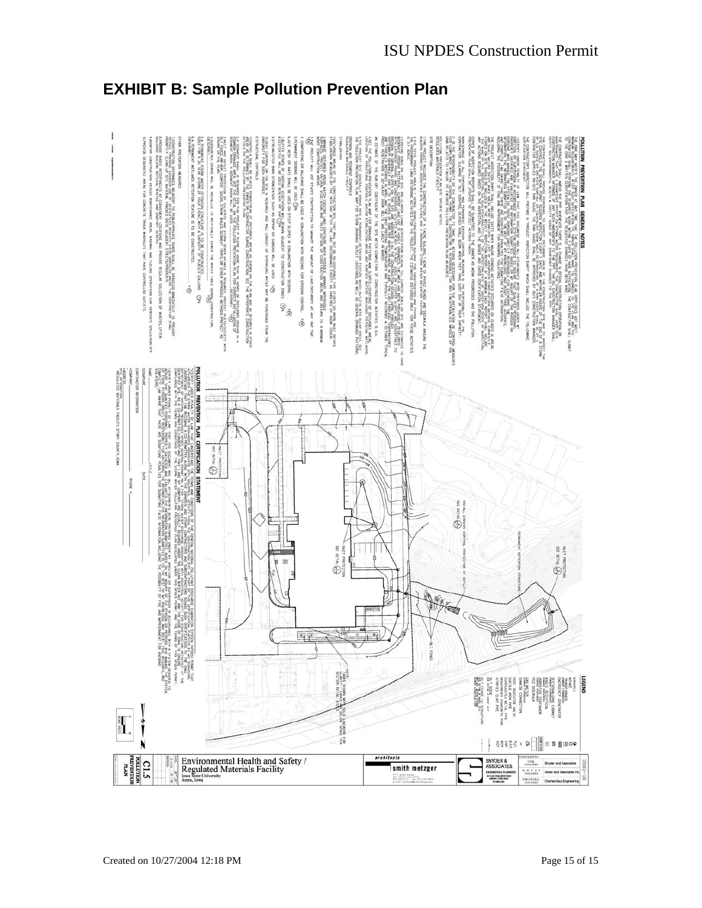# EXHIBIT B: Sample Pollution Prevention Plan